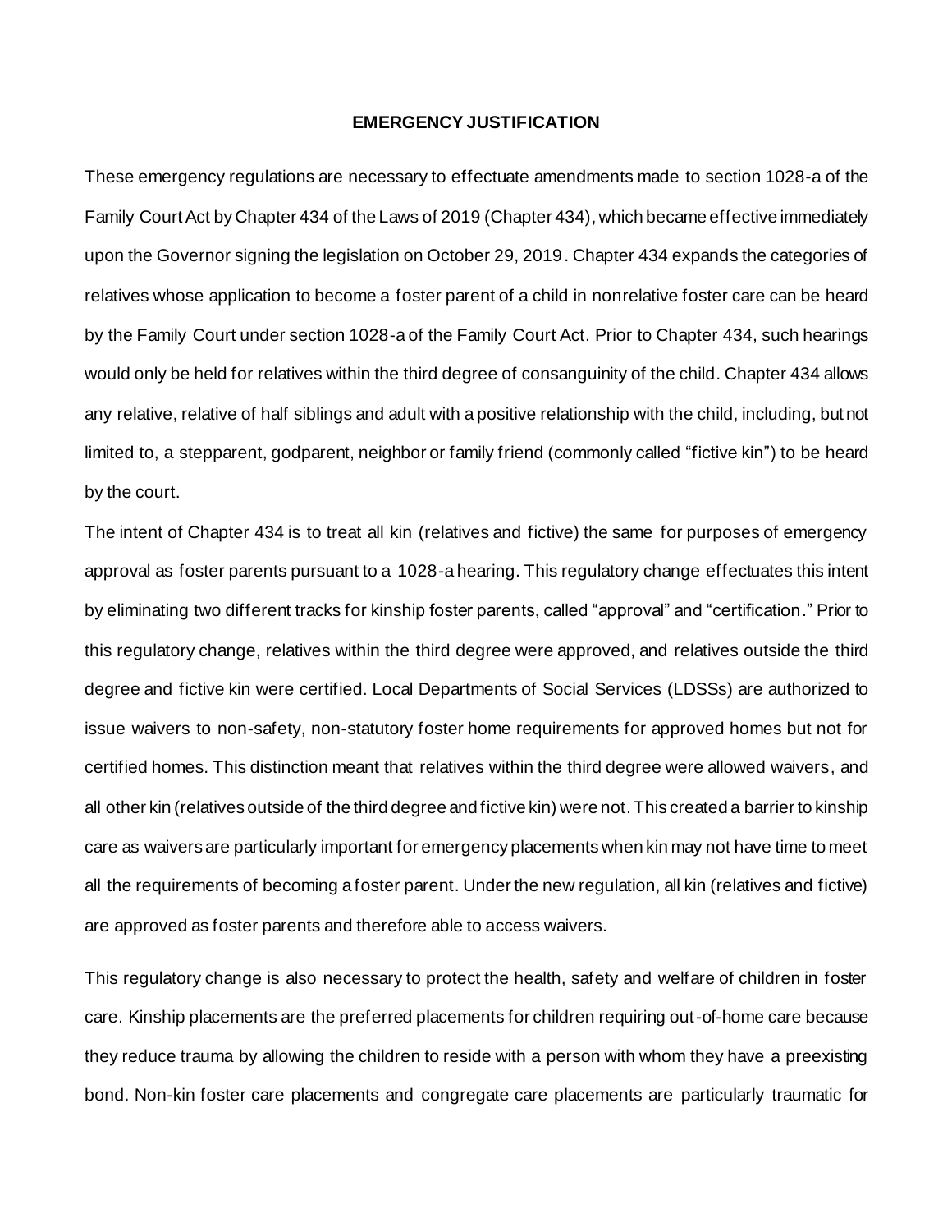# EMERGENCY JUSTIFICATION

These emergency regulations are necessary to effectuate amendments made to section 1028-a of the Family Court Act by Chapter 434 of the Laws of 2019 (Chapter 434), which became effective immediately upon the Governor signing the legislation on October 29, 2019. Chapter 434 expands the categories of relatives whose application to become a foster parent of a child in nonrelative foster care can be heard by the Family Court under section 1028-a of the Family Court Act. Prior to Chapter 434, such hearings would only be held for relatives within the third degree of consanguinity of the child. Chapter 434 allows any relative, relative of half siblings and adult with a positive relationship with the child, including, but not limited to, a stepparent, godparent, neighbor or family friend (commonly called "fictive kin") to be heard by the court.

The intent of Chapter 434 is to treat all kin (relatives and fictive) the same for purposes of emergency approval as foster parents pursuant to a 1028-a hearing. This regulatory change effectuates this intent by eliminating two different tracks for kinship foster parents, called "approval" and "certification." Prior to this regulatory change, relatives within the third degree were approved, and relatives outside the third degree and fictive kin were certified. Local Departments of Social Services (LDSSs) are authorized to issue waivers to non-safety, non-statutory foster home requirements for approved homes but not for certified homes. This distinction meant that relatives within the third degree were allowed waivers, and all other kin (relatives outside of the third degree and fictive kin) were not. This created a barrier to kinship care as waivers are particularly important for emergency placements when kin may not have time to meet all the requirements of becoming a foster parent. Under the new regulation, all kin (relatives and fictive) are approved as foster parents and therefore able to access waivers.

This regulatory change is also necessary to protect the health, safety and welfare of children in foster care. Kinship placements are the preferred placements for children requiring out-of-home care because they reduce trauma by allowing the children to reside with a person with whom they have a preexisting bond. Non-kin foster care placements and congregate care placements are particularly traumatic for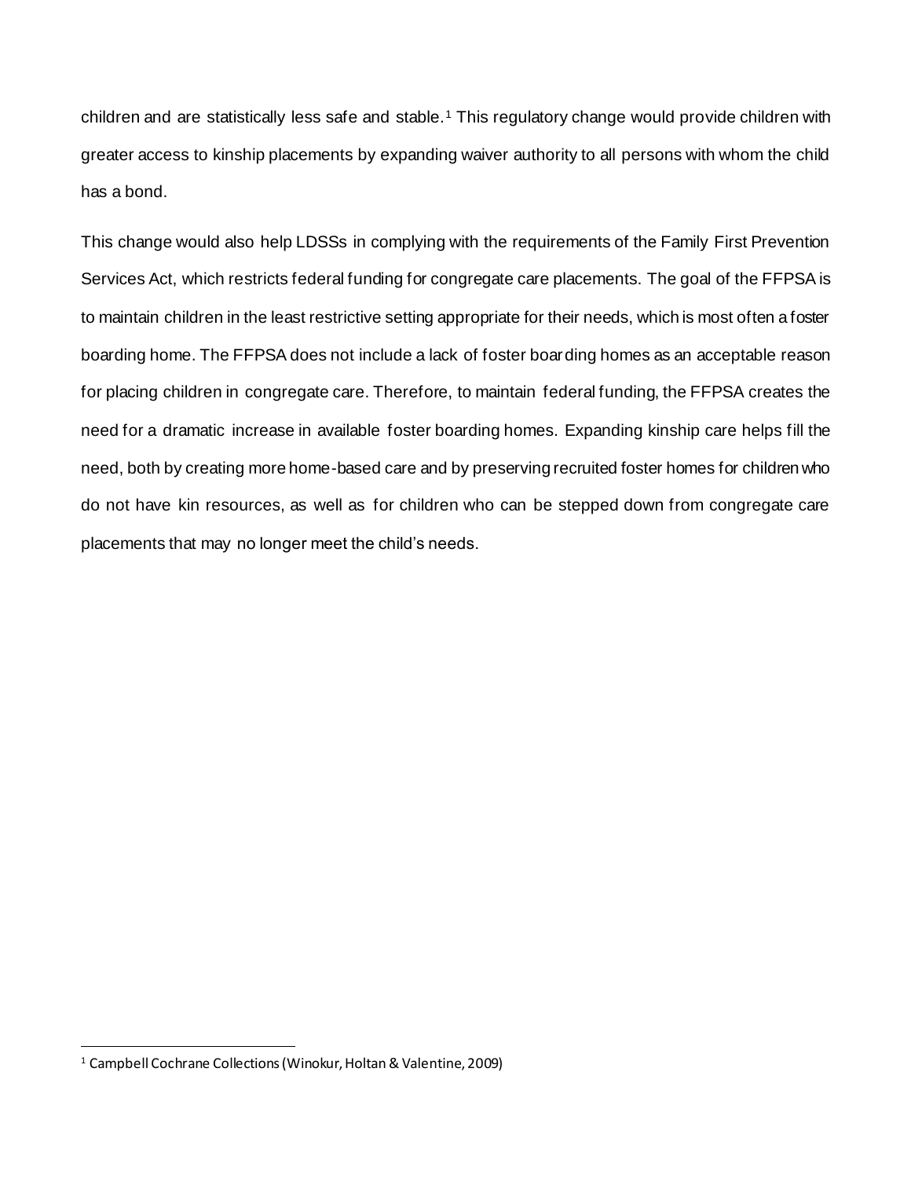children and are statistically less safe and stable.[1] This regulatory change would provide children with greater access to kinship placements by expanding waiver authority to all persons with whom the child has a bond.

This change would also help LDSSs in complying with the requirements of the Family First Prevention Services Act, which restricts federal funding for congregate care placements. The goal of the FFPSA is to maintain children in the least restrictive setting appropriate for their needs, which is most often a foster boarding home. The FFPSA does not include a lack of foster boarding homes as an acceptable reason for placing children in congregate care. Therefore, to maintain federal funding, the FFPSA creates the need for a dramatic increase in available foster boarding homes. Expanding kinship care helps fill the need, both by creating more home-based care and by preserving recruited foster homes for children who do not have kin resources, as well as for children who can be stepped down from congregate care placements that may no longer meet the child's needs.

[1] Campbell Cochrane Collections (Winokur, Holtan & Valentine, 2009)